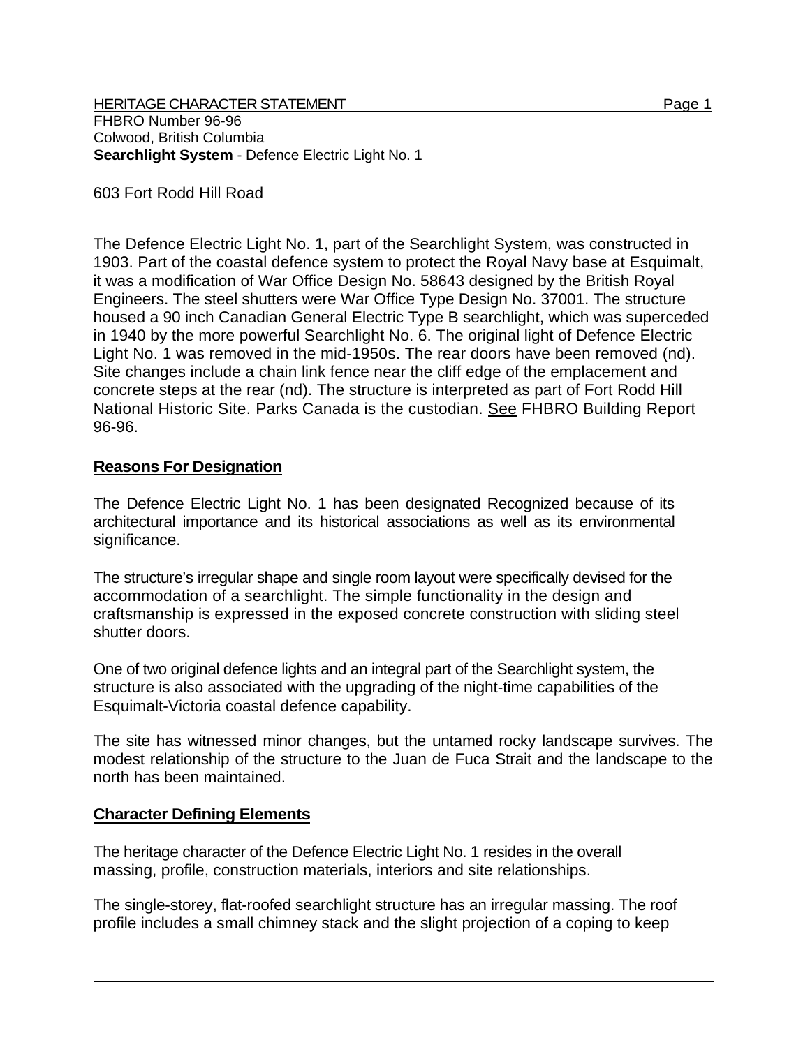HERITAGE CHARACTER STATEMENT

FHBRO Number 96-96
Colwood, British Columbia
**Searchlight System** - Defence Electric Light No. 1

603 Fort Rodd Hill Road

The Defence Electric Light No. 1, part of the Searchlight System, was constructed in 1903. Part of the coastal defence system to protect the Royal Navy base at Esquimalt, it was a modification of War Office Design No. 58643 designed by the British Royal Engineers. The steel shutters were War Office Type Design No. 37001. The structure housed a 90 inch Canadian General Electric Type B searchlight, which was superceded in 1940 by the more powerful Searchlight No. 6. The original light of Defence Electric Light No. 1 was removed in the mid-1950s. The rear doors have been removed (nd). Site changes include a chain link fence near the cliff edge of the emplacement and concrete steps at the rear (nd). The structure is interpreted as part of Fort Rodd Hill National Historic Site. Parks Canada is the custodian. See FHBRO Building Report 96-96.

## Reasons For Designation

The Defence Electric Light No. 1 has been designated Recognized because of its architectural importance and its historical associations as well as its environmental significance.

The structure's irregular shape and single room layout were specifically devised for the accommodation of a searchlight. The simple functionality in the design and craftsmanship is expressed in the exposed concrete construction with sliding steel shutter doors.

One of two original defence lights and an integral part of the Searchlight system, the structure is also associated with the upgrading of the night-time capabilities of the Esquimalt-Victoria coastal defence capability.

The site has witnessed minor changes, but the untamed rocky landscape survives. The modest relationship of the structure to the Juan de Fuca Strait and the landscape to the north has been maintained.

## Character Defining Elements

The heritage character of the Defence Electric Light No. 1 resides in the overall massing, profile, construction materials, interiors and site relationships.

The single-storey, flat-roofed searchlight structure has an irregular massing. The roof profile includes a small chimney stack and the slight projection of a coping to keep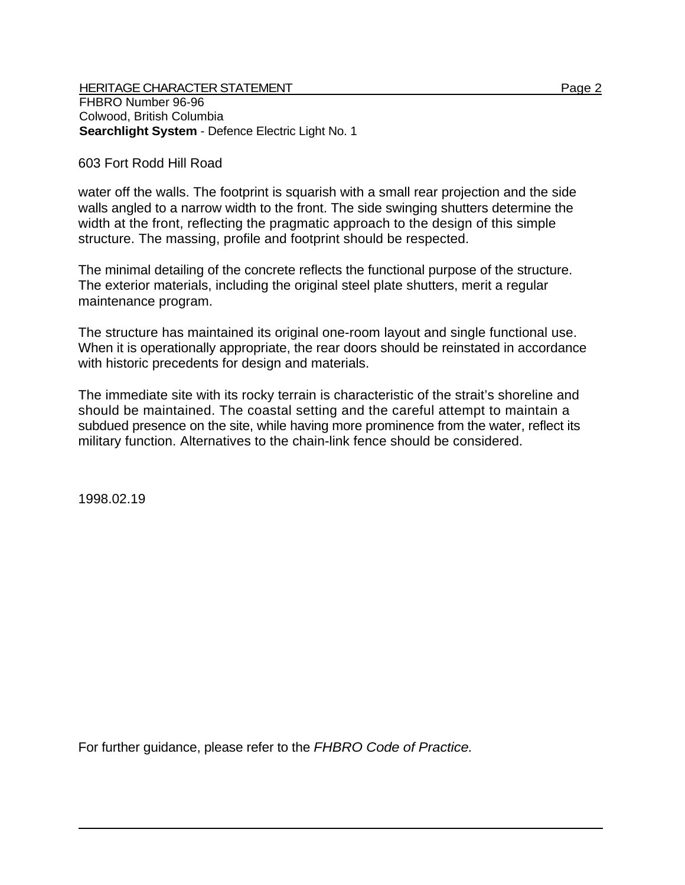603 Fort Rodd Hill Road

water off the walls. The footprint is squarish with a small rear projection and the side walls angled to a narrow width to the front. The side swinging shutters determine the width at the front, reflecting the pragmatic approach to the design of this simple structure. The massing, profile and footprint should be respected.

The minimal detailing of the concrete reflects the functional purpose of the structure. The exterior materials, including the original steel plate shutters, merit a regular maintenance program.

The structure has maintained its original one-room layout and single functional use. When it is operationally appropriate, the rear doors should be reinstated in accordance with historic precedents for design and materials.

The immediate site with its rocky terrain is characteristic of the strait's shoreline and should be maintained. The coastal setting and the careful attempt to maintain a subdued presence on the site, while having more prominence from the water, reflect its military function. Alternatives to the chain-link fence should be considered.

1998.02.19

For further guidance, please refer to the *FHBRO Code of Practice.*